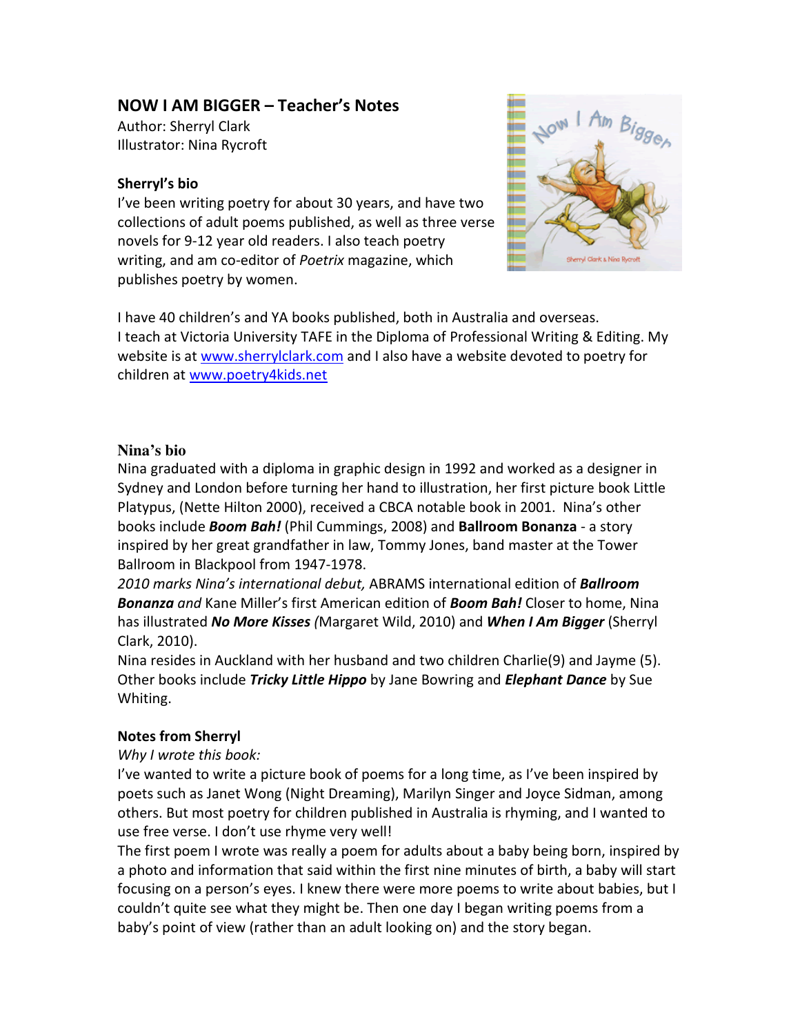## NOW I AM BIGGER – Teacher's Notes

Author: Sherryl Clark
Illustrator: Nina Rycroft

### Sherryl's bio

I've been writing poetry for about 30 years, and have two collections of adult poems published, as well as three verse novels for 9-12 year old readers. I also teach poetry writing, and am co-editor of *Poetrix* magazine, which publishes poetry by women.

I have 40 children's and YA books published, both in Australia and overseas.
I teach at Victoria University TAFE in the Diploma of Professional Writing & Editing. My website is at www.sherrylclark.com and I also have a website devoted to poetry for children at www.poetry4kids.net

### Nina's bio

Nina graduated with a diploma in graphic design in 1992 and worked as a designer in Sydney and London before turning her hand to illustration, her first picture book Little Platypus, (Nette Hilton 2000), received a CBCA notable book in 2001. Nina's other books include ***Boom Bah!*** (Phil Cummings, 2008) and **Ballroom Bonanza** - a story inspired by her great grandfather in law, Tommy Jones, band master at the Tower Ballroom in Blackpool from 1947-1978.
*2010 marks Nina's international debut,* ABRAMS international edition of ***Ballroom Bonanza*** *and* Kane Miller's first American edition of ***Boom Bah!*** Closer to home, Nina has illustrated ***No More Kisses*** *(*Margaret Wild, 2010) and ***When I Am Bigger*** (Sherryl Clark, 2010).
Nina resides in Auckland with her husband and two children Charlie(9) and Jayme (5). Other books include ***Tricky Little Hippo*** by Jane Bowring and ***Elephant Dance*** by Sue Whiting.

### Notes from Sherryl

*Why I wrote this book:*
I've wanted to write a picture book of poems for a long time, as I've been inspired by poets such as Janet Wong (Night Dreaming), Marilyn Singer and Joyce Sidman, among others. But most poetry for children published in Australia is rhyming, and I wanted to use free verse. I don't use rhyme very well!
The first poem I wrote was really a poem for adults about a baby being born, inspired by a photo and information that said within the first nine minutes of birth, a baby will start focusing on a person's eyes. I knew there were more poems to write about babies, but I couldn't quite see what they might be. Then one day I began writing poems from a baby's point of view (rather than an adult looking on) and the story began.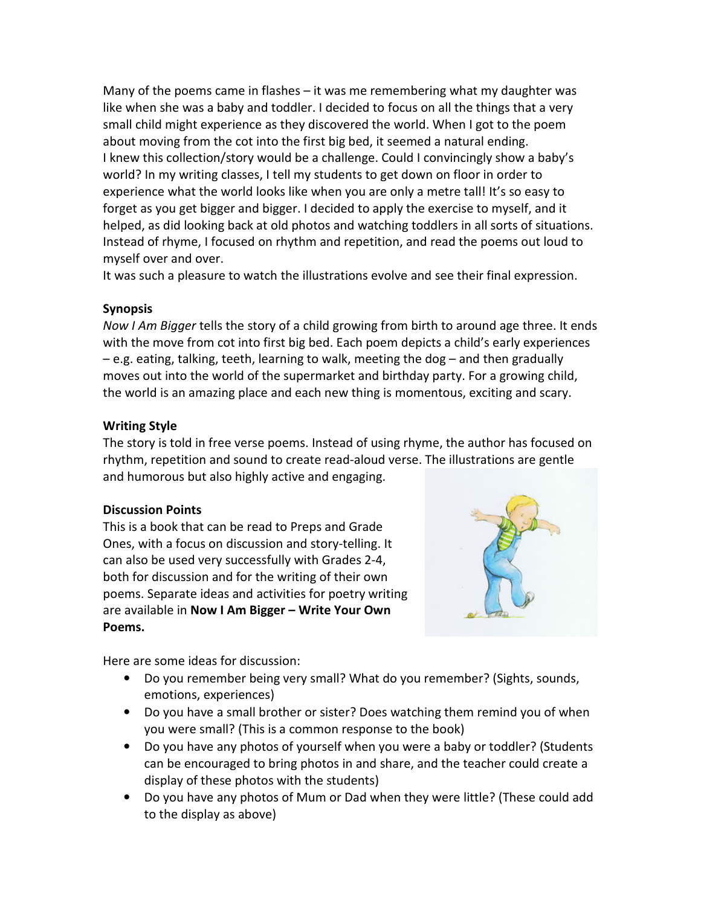Many of the poems came in flashes – it was me remembering what my daughter was like when she was a baby and toddler. I decided to focus on all the things that a very small child might experience as they discovered the world. When I got to the poem about moving from the cot into the first big bed, it seemed a natural ending.
I knew this collection/story would be a challenge. Could I convincingly show a baby's world? In my writing classes, I tell my students to get down on floor in order to experience what the world looks like when you are only a metre tall! It's so easy to forget as you get bigger and bigger. I decided to apply the exercise to myself, and it helped, as did looking back at old photos and watching toddlers in all sorts of situations. Instead of rhyme, I focused on rhythm and repetition, and read the poems out loud to myself over and over.
It was such a pleasure to watch the illustrations evolve and see their final expression.

**Synopsis**

*Now I Am Bigger* tells the story of a child growing from birth to around age three. It ends with the move from cot into first big bed. Each poem depicts a child's early experiences – e.g. eating, talking, teeth, learning to walk, meeting the dog – and then gradually moves out into the world of the supermarket and birthday party. For a growing child, the world is an amazing place and each new thing is momentous, exciting and scary.

**Writing Style**

The story is told in free verse poems. Instead of using rhyme, the author has focused on rhythm, repetition and sound to create read-aloud verse. The illustrations are gentle and humorous but also highly active and engaging.

**Discussion Points**

This is a book that can be read to Preps and Grade Ones, with a focus on discussion and story-telling. It can also be used very successfully with Grades 2-4, both for discussion and for the writing of their own poems. Separate ideas and activities for poetry writing are available in **Now I Am Bigger – Write Your Own Poems.**

Here are some ideas for discussion:

- Do you remember being very small? What do you remember? (Sights, sounds, emotions, experiences)
- Do you have a small brother or sister? Does watching them remind you of when you were small? (This is a common response to the book)
- Do you have any photos of yourself when you were a baby or toddler? (Students can be encouraged to bring photos in and share, and the teacher could create a display of these photos with the students)
- Do you have any photos of Mum or Dad when they were little? (These could add to the display as above)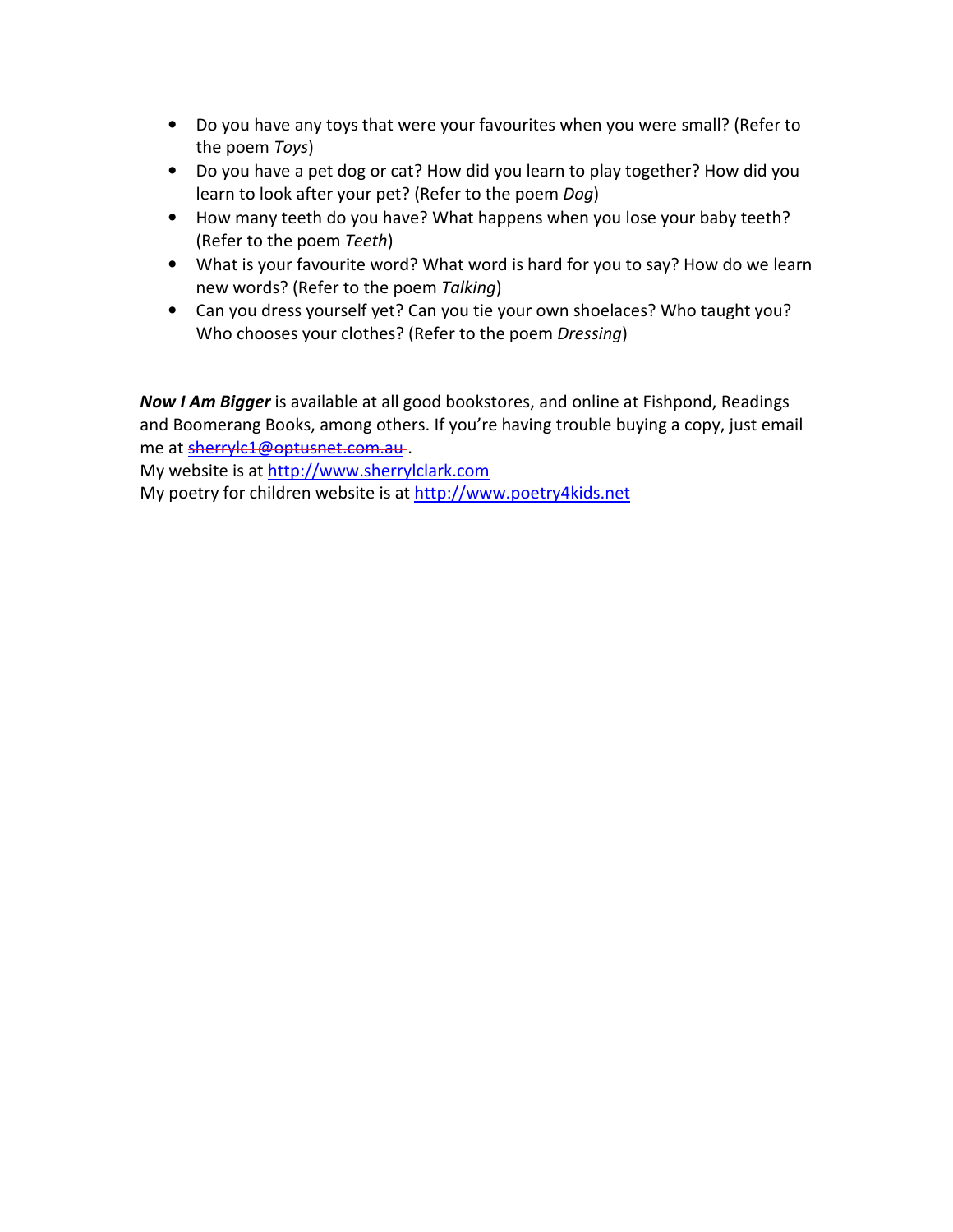- Do you have any toys that were your favourites when you were small? (Refer to the poem *Toys*)
- Do you have a pet dog or cat? How did you learn to play together? How did you learn to look after your pet? (Refer to the poem *Dog*)
- How many teeth do you have? What happens when you lose your baby teeth? (Refer to the poem *Teeth*)
- What is your favourite word? What word is hard for you to say? How do we learn new words? (Refer to the poem *Talking*)
- Can you dress yourself yet? Can you tie your own shoelaces? Who taught you? Who chooses your clothes? (Refer to the poem *Dressing*)

***Now I Am Bigger*** is available at all good bookstores, and online at Fishpond, Readings and Boomerang Books, among others. If you're having trouble buying a copy, just email me at ~~sherrylc1@optusnet.com.au~~.

My website is at http://www.sherrylclark.com

My poetry for children website is at http://www.poetry4kids.net